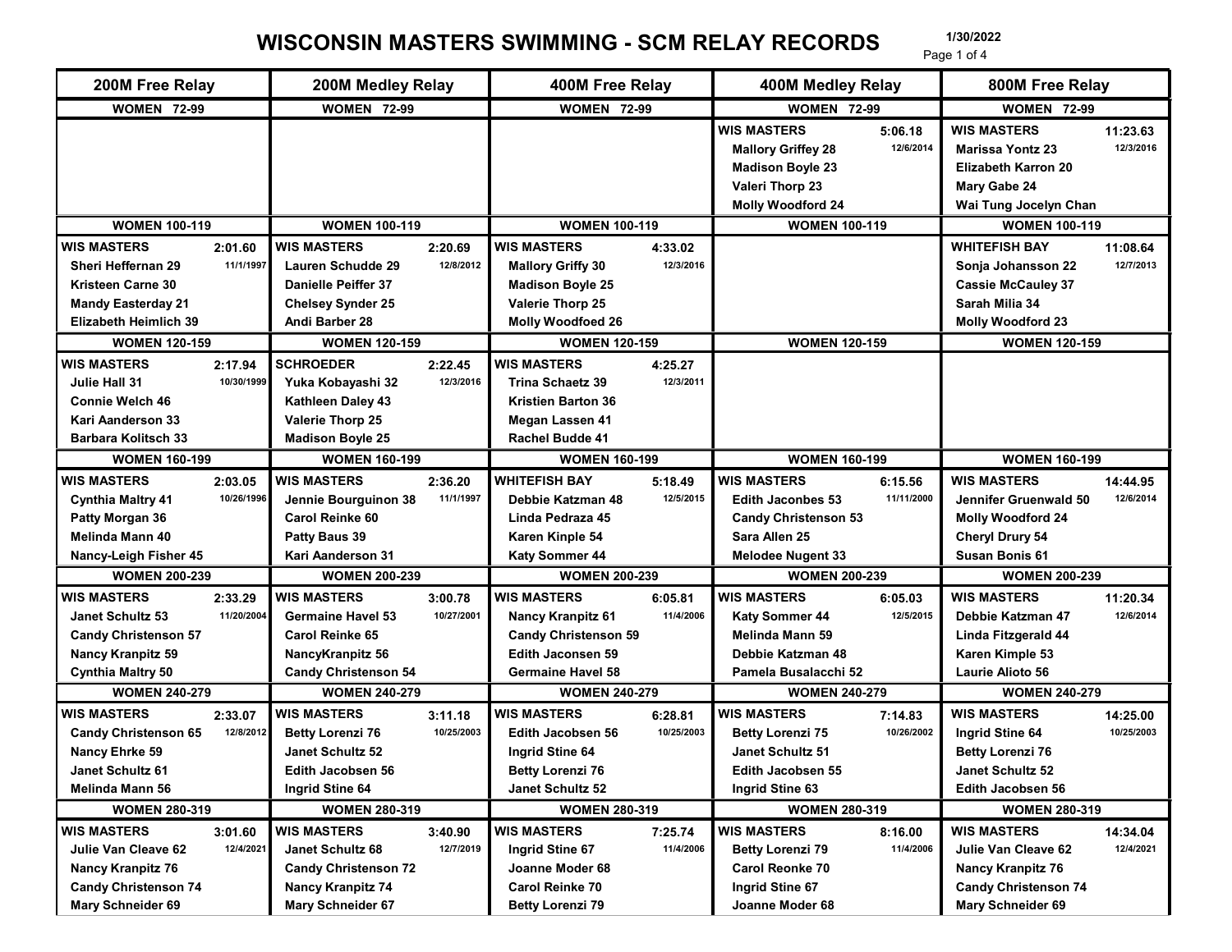# WISCONSIN MASTERS SWIMMING - SCM RELAY RECORDS

1/30/2022

| 200M Free Relay | 200M Medley Relay | 400M Free Relay | 400M Medley Relay | 800M Free Relay |
|---|---|---|---|---|
| **WOMEN 72-99** | **WOMEN 72-99** | **WOMEN 72-99** | **WOMEN 72-99** | **WOMEN 72-99** |
| | | | WIS MASTERS 5:06.18 12/6/2014<br>Mallory Griffey 28<br>Madison Boyle 23<br>Valeri Thorp 23<br>Molly Woodford 24 | WIS MASTERS 11:23.63 12/3/2016<br>Marissa Yontz 23<br>Elizabeth Karron 20<br>Mary Gabe 24<br>Wai Tung Jocelyn Chan |
| **WOMEN 100-119** | **WOMEN 100-119** | **WOMEN 100-119** | **WOMEN 100-119** | **WOMEN 100-119** |
| WIS MASTERS 2:01.60 11/1/1997<br>Sheri Heffernan 29<br>Kristeen Carne 30<br>Mandy Easterday 21<br>Elizabeth Heimlich 39 | WIS MASTERS 2:20.69 12/8/2012<br>Lauren Schudde 29<br>Danielle Peiffer 37<br>Chelsey Synder 25<br>Andi Barber 28 | WIS MASTERS 4:33.02 12/3/2016<br>Mallory Griffy 30<br>Madison Boyle 25<br>Valerie Thorp 25<br>Molly Woodfoed 26 | | WHITEFISH BAY 11:08.64 12/7/2013<br>Sonja Johansson 22<br>Cassie McCauley 37<br>Sarah Milia 34<br>Molly Woodford 23 |
| **WOMEN 120-159** | **WOMEN 120-159** | **WOMEN 120-159** | **WOMEN 120-159** | **WOMEN 120-159** |
| WIS MASTERS 2:17.94 10/30/1999<br>Julie Hall 31<br>Connie Welch 46<br>Kari Aanderson 33<br>Barbara Kolitsch 33 | SCHROEDER 2:22.45 12/3/2016<br>Yuka Kobayashi 32<br>Kathleen Daley 43<br>Valerie Thorp 25<br>Madison Boyle 25 | WIS MASTERS 4:25.27 12/3/2011<br>Trina Schaetz 39<br>Kristien Barton 36<br>Megan Lassen 41<br>Rachel Budde 41 | | |
| **WOMEN 160-199** | **WOMEN 160-199** | **WOMEN 160-199** | **WOMEN 160-199** | **WOMEN 160-199** |
| WIS MASTERS 2:03.05 10/26/1996<br>Cynthia Maltry 41<br>Patty Morgan 36<br>Melinda Mann 40<br>Nancy-Leigh Fisher 45 | WIS MASTERS 2:36.20 11/1/1997<br>Jennie Bourguinon 38<br>Carol Reinke 60<br>Patty Baus 39<br>Kari Aanderson 31 | WHITEFISH BAY 5:18.49 12/5/2015<br>Debbie Katzman 48<br>Linda Pedraza 45<br>Karen Kinple 54<br>Katy Sommer 44 | WIS MASTERS 6:15.56 11/11/2000<br>Edith Jaconbes 53<br>Candy Christenson 53<br>Sara Allen 25<br>Melodee Nugent 33 | WIS MASTERS 14:44.95 12/6/2014<br>Jennifer Gruenwald 50<br>Molly Woodford 24<br>Cheryl Drury 54<br>Susan Bonis 61 |
| **WOMEN 200-239** | **WOMEN 200-239** | **WOMEN 200-239** | **WOMEN 200-239** | **WOMEN 200-239** |
| WIS MASTERS 2:33.29 11/20/2004<br>Janet Schultz 53<br>Candy Christenson 57<br>Nancy Kranpitz 59<br>Cynthia Maltry 50 | WIS MASTERS 3:00.78 10/27/2001<br>Germaine Havel 53<br>Carol Reinke 65<br>NancyKranpitz 56<br>Candy Christenson 54 | WIS MASTERS 6:05.81 11/4/2006<br>Nancy Kranpitz 61<br>Candy Christenson 59<br>Edith Jaconsen 59<br>Germaine Havel 58 | WIS MASTERS 6:05.03 12/5/2015<br>Katy Sommer 44<br>Melinda Mann 59<br>Debbie Katzman 48<br>Pamela Busalacchi 52 | WIS MASTERS 11:20.34 12/6/2014<br>Debbie Katzman 47<br>Linda Fitzgerald 44<br>Karen Kimple 53<br>Laurie Alioto 56 |
| **WOMEN 240-279** | **WOMEN 240-279** | **WOMEN 240-279** | **WOMEN 240-279** | **WOMEN 240-279** |
| WIS MASTERS 2:33.07 12/8/2012<br>Candy Christenson 65<br>Nancy Ehrke 59<br>Janet Schultz 61<br>Melinda Mann 56 | WIS MASTERS 3:11.18 10/25/2003<br>Betty Lorenzi 76<br>Janet Schultz 52<br>Edith Jacobsen 56<br>Ingrid Stine 64 | WIS MASTERS 6:28.81 10/25/2003<br>Edith Jacobsen 56<br>Ingrid Stine 64<br>Betty Lorenzi 76<br>Janet Schultz 52 | WIS MASTERS 7:14.83 10/26/2002<br>Betty Lorenzi 75<br>Janet Schultz 51<br>Edith Jacobsen 55<br>Ingrid Stine 63 | WIS MASTERS 14:25.00 10/25/2003<br>Ingrid Stine 64<br>Betty Lorenzi 76<br>Janet Schultz 52<br>Edith Jacobsen 56 |
| **WOMEN 280-319** | **WOMEN 280-319** | **WOMEN 280-319** | **WOMEN 280-319** | **WOMEN 280-319** |
| WIS MASTERS 3:01.60 12/4/2021<br>Julie Van Cleave 62<br>Nancy Kranpitz 76<br>Candy Christenson 74<br>Mary Schneider 69 | WIS MASTERS 3:40.90 12/7/2019<br>Janet Schultz 68<br>Candy Christenson 72<br>Nancy Kranpitz 74<br>Mary Schneider 67 | WIS MASTERS 7:25.74 11/4/2006<br>Ingrid Stine 67<br>Joanne Moder 68<br>Carol Reinke 70<br>Betty Lorenzi 79 | WIS MASTERS 8:16.00 11/4/2006<br>Betty Lorenzi 79<br>Carol Reonke 70<br>Ingrid Stine 67<br>Joanne Moder 68 | WIS MASTERS 14:34.04 12/4/2021<br>Julie Van Cleave 62<br>Nancy Kranpitz 76<br>Candy Christenson 74<br>Mary Schneider 69 |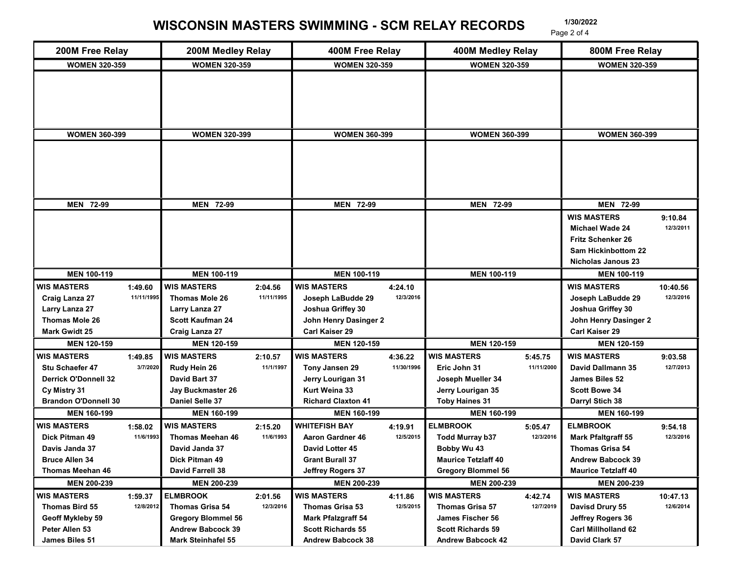# WISCONSIN MASTERS SWIMMING - SCM RELAY RECORDS

1/30/2022

| 200M Free Relay | 200M Medley Relay | 400M Free Relay | 400M Medley Relay | 800M Free Relay |
|---|---|---|---|---|
| **WOMEN 320-359** | **WOMEN 320-359** | **WOMEN 320-359** | **WOMEN 320-359** | **WOMEN 320-359** |
| | | | | |
| **WOMEN 360-399** | **WOMEN 320-399** | **WOMEN 360-399** | **WOMEN 360-399** | **WOMEN 360-399** |
| | | | | |
| **MEN 72-99** | **MEN 72-99** | **MEN 72-99** | **MEN 72-99** | **MEN 72-99** |
| | | | | **WIS MASTERS** 9:10.84 12/3/2011<br>Michael Wade 24<br>Fritz Schenker 26<br>Sam Hickinbottom 22<br>Nicholas Janous 23 |
| **MEN 100-119** | **MEN 100-119** | **MEN 100-119** | **MEN 100-119** | **MEN 100-119** |
| **WIS MASTERS** 1:49.60 11/11/1995<br>Craig Lanza 27<br>Larry Lanza 27<br>Thomas Mole 26<br>Mark Gwidt 25 | **WIS MASTERS** 2:04.56 11/11/1995<br>Thomas Mole 26<br>Larry Lanza 27<br>Scott Kaufman 24<br>Craig Lanza 27 | **WIS MASTERS** 4:24.10 12/3/2016<br>Joseph LaBudde 29<br>Joshua Griffey 30<br>John Henry Dasinger 2<br>Carl Kaiser 29 | | **WIS MASTERS** 10:40.56 12/3/2016<br>Joseph LaBudde 29<br>Joshua Griffey 30<br>John Henry Dasinger 2<br>Carl Kaiser 29 |
| **MEN 120-159** | **MEN 120-159** | **MEN 120-159** | **MEN 120-159** | **MEN 120-159** |
| **WIS MASTERS** 1:49.85 3/7/2020<br>Stu Schaefer 47<br>Derrick O'Donnell 32<br>Cy Mistry 31<br>Brandon O'Donnell 30 | **WIS MASTERS** 2:10.57 11/1/1997<br>Rudy Hein 26<br>David Bart 37<br>Jay Buckmaster 26<br>Daniel Selle 37 | **WIS MASTERS** 4:36.22 11/30/1996<br>Tony Jansen 29<br>Jerry Lourigan 31<br>Kurt Weina 33<br>Richard Claxton 41 | **WIS MASTERS** 5:45.75 11/11/2000<br>Eric John 31<br>Joseph Mueller 34<br>Jerry Lourigan 35<br>Toby Haines 31 | **WIS MASTERS** 9:03.58 12/7/2013<br>David Dallmann 35<br>James Biles 52<br>Scott Bowe 34<br>Darryl Stich 38 |
| **MEN 160-199** | **MEN 160-199** | **MEN 160-199** | **MEN 160-199** | **MEN 160-199** |
| **WIS MASTERS** 1:58.02 11/6/1993<br>Dick Pitman 49<br>Davis Janda 37<br>Bruce Allen 34<br>Thomas Meehan 46 | **WIS MASTERS** 2:15.20 11/6/1993<br>Thomas Meehan 46<br>David Janda 37<br>Dick Pitman 49<br>David Farrell 38 | **WHITEFISH BAY** 4:19.91 12/5/2015<br>Aaron Gardner 46<br>David Lotter 45<br>Grant Burall 37<br>Jeffrey Rogers 37 | **ELMBROOK** 5:05.47 12/3/2016<br>Todd Murray b37<br>Bobby Wu 43<br>Maurice Tetzlaff 40<br>Gregory Blommel 56 | **ELMBROOK** 9:54.18 12/3/2016<br>Mark Pfaltgraff 55<br>Thomas Grisa 54<br>Andrew Babcock 39<br>Maurice Tetzlaff 40 |
| **MEN 200-239** | **MEN 200-239** | **MEN 200-239** | **MEN 200-239** | **MEN 200-239** |
| **WIS MASTERS** 1:59.37 12/8/2012<br>Thomas Bird 55<br>Geoff Mykleby 59<br>Peter Allen 53<br>James Biles 51 | **ELMBROOK** 2:01.56 12/3/2016<br>Thomas Grisa 54<br>Gregory Blommel 56<br>Andrew Babcock 39<br>Mark Steinhafel 55 | **WIS MASTERS** 4:11.86 12/5/2015<br>Thomas Grisa 53<br>Mark Pfalzgraff 54<br>Scott Richards 55<br>Andrew Babcock 38 | **WIS MASTERS** 4:42.74 12/7/2019<br>Thomas Grisa 57<br>James Fischer 56<br>Scott Richards 59<br>Andrew Babcock 42 | **WIS MASTERS** 10:47.13 12/6/2014<br>Davisd Drury 55<br>Jeffrey Rogers 36<br>Carl Millholland 62<br>David Clark 57 |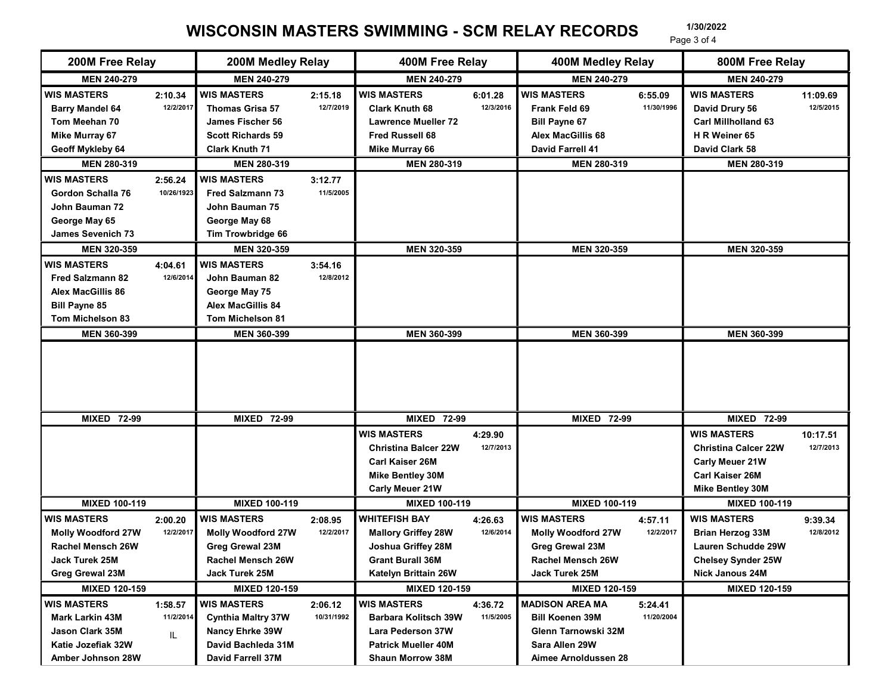# WISCONSIN MASTERS SWIMMING - SCM RELAY RECORDS

1/30/2022

| 200M Free Relay | 200M Medley Relay | 400M Free Relay | 400M Medley Relay | 800M Free Relay |
|---|---|---|---|---|
| **MEN 240-279** | **MEN 240-279** | **MEN 240-279** | **MEN 240-279** | **MEN 240-279** |
| WIS MASTERS 2:10.34 12/2/2017 | WIS MASTERS 2:15.18 12/7/2019 | WIS MASTERS 6:01.28 12/3/2016 | WIS MASTERS 6:55.09 11/30/1996 | WIS MASTERS 11:09.69 12/5/2015 |
| Barry Mandel 64 | Thomas Grisa 57 | Clark Knuth 68 | Frank Feld 69 | David Drury 56 |
| Tom Meehan 70 | James Fischer 56 | Lawrence Mueller 72 | Bill Payne 67 | Carl Millholland 63 |
| Mike Murray 67 | Scott Richards 59 | Fred Russell 68 | Alex MacGillis 68 | H R Weiner 65 |
| Geoff Mykleby 64 | Clark Knuth 71 | Mike Murray 66 | David Farrell 41 | David Clark 58 |
| **MEN 280-319** | **MEN 280-319** | **MEN 280-319** | **MEN 280-319** | **MEN 280-319** |
| WIS MASTERS 2:56.24 10/26/1923 | WIS MASTERS 3:12.77 11/5/2005 | | | |
| Gordon Schalla 76 | Fred Salzmann 73 | | | |
| John Bauman 72 | John Bauman 75 | | | |
| George May 65 | George May 68 | | | |
| James Sevenich 73 | Tim Trowbridge 66 | | | |
| **MEN 320-359** | **MEN 320-359** | **MEN 320-359** | **MEN 320-359** | **MEN 320-359** |
| WIS MASTERS 4:04.61 12/6/2014 | WIS MASTERS 3:54.16 12/8/2012 | | | |
| Fred Salzmann 82 | John Bauman 82 | | | |
| Alex MacGillis 86 | George May 75 | | | |
| Bill Payne 85 | Alex MacGillis 84 | | | |
| Tom Michelson 83 | Tom Michelson 81 | | | |
| **MEN 360-399** | **MEN 360-399** | **MEN 360-399** | **MEN 360-399** | **MEN 360-399** |
| | | | | |
| **MIXED 72-99** | **MIXED 72-99** | **MIXED 72-99** | **MIXED 72-99** | **MIXED 72-99** |
| | | WIS MASTERS 4:29.90 12/7/2013 | | WIS MASTERS 10:17.51 12/7/2013 |
| | | Christina Balcer 22W | | Christina Calcer 22W |
| | | Carl Kaiser 26M | | Carly Meuer 21W |
| | | Mike Bentley 30M | | Carl Kaiser 26M |
| | | Carly Meuer 21W | | Mike Bentley 30M |
| **MIXED 100-119** | **MIXED 100-119** | **MIXED 100-119** | **MIXED 100-119** | **MIXED 100-119** |
| WIS MASTERS 2:00.20 12/2/2017 | WIS MASTERS 2:08.95 12/2/2017 | WHITEFISH BAY 4:26.63 12/6/2014 | WIS MASTERS 4:57.11 12/2/2017 | WIS MASTERS 9:39.34 12/8/2012 |
| Molly Woodford 27W | Molly Woodford 27W | Mallory Griffey 28W | Molly Woodford 27W | Brian Herzog 33M |
| Rachel Mensch 26W | Greg Grewal 23M | Joshua Griffey 28M | Greg Grewal 23M | Lauren Schudde 29W |
| Jack Turek 25M | Rachel Mensch 26W | Grant Burall 36M | Rachel Mensch 26W | Chelsey Synder 25W |
| Greg Grewal 23M | Jack Turek 25M | Katelyn Brittain 26W | Jack Turek 25M | Nick Janous 24M |
| **MIXED 120-159** | **MIXED 120-159** | **MIXED 120-159** | **MIXED 120-159** | **MIXED 120-159** |
| WIS MASTERS 1:58.57 11/2/2014 | WIS MASTERS 2:06.12 10/31/1992 | WIS MASTERS 4:36.72 11/5/2005 | MADISON AREA MA 5:24.41 11/20/2004 | |
| Mark Larkin 43M | Cynthia Maltry 37W | Barbara Kolitsch 39W | Bill Koenen 39M | |
| Jason Clark 35M IL | Nancy Ehrke 39W | Lara Pederson 37W | Glenn Tarnowski 32M | |
| Katie Jozefiak 32W | David Bachleda 31M | Patrick Mueller 40M | Sara Allen 29W | |
| Amber Johnson 28W | David Farrell 37M | Shaun Morrow 38M | Aimee Arnoldussen 28 | |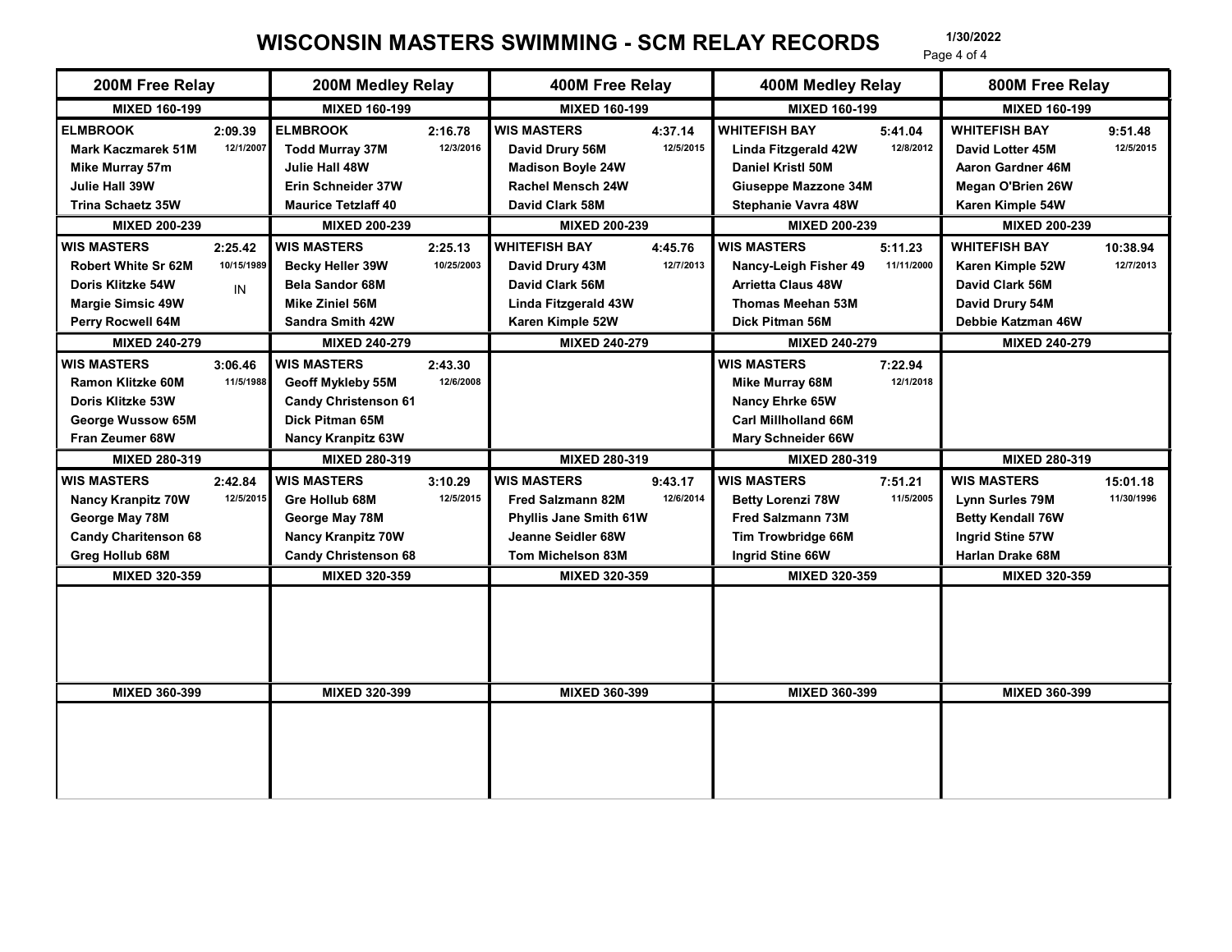# WISCONSIN MASTERS SWIMMING - SCM RELAY RECORDS

1/30/2022

| 200M Free Relay | 200M Medley Relay | 400M Free Relay | 400M Medley Relay | 800M Free Relay |
|---|---|---|---|---|
| **MIXED 160-199** | **MIXED 160-199** | **MIXED 160-199** | **MIXED 160-199** | **MIXED 160-199** |
| ELMBROOK 2:09.39 12/1/2007 | ELMBROOK 2:16.78 12/3/2016 | WIS MASTERS 4:37.14 12/5/2015 | WHITEFISH BAY 5:41.04 12/8/2012 | WHITEFISH BAY 9:51.48 12/5/2015 |
| Mark Kaczmarek 51M | Todd Murray 37M | David Drury 56M | Linda Fitzgerald 42W | David Lotter 45M |
| Mike Murray 57m | Julie Hall 48W | Madison Boyle 24W | Daniel Kristl 50M | Aaron Gardner 46M |
| Julie Hall 39W | Erin Schneider 37W | Rachel Mensch 24W | Giuseppe Mazzone 34M | Megan O'Brien 26W |
| Trina Schaetz 35W | Maurice Tetzlaff 40 | David Clark 58M | Stephanie Vavra 48W | Karen Kimple 54W |
| **MIXED 200-239** | **MIXED 200-239** | **MIXED 200-239** | **MIXED 200-239** | **MIXED 200-239** |
| WIS MASTERS 2:25.42 10/15/1989 IN | WIS MASTERS 2:25.13 10/25/2003 | WHITEFISH BAY 4:45.76 12/7/2013 | WIS MASTERS 5:11.23 11/11/2000 | WHITEFISH BAY 10:38.94 12/7/2013 |
| Robert White Sr 62M | Becky Heller 39W | David Drury 43M | Nancy-Leigh Fisher 49 | Karen Kimple 52W |
| Doris Klitzke 54W | Bela Sandor 68M | David Clark 56M | Arrietta Claus 48W | David Clark 56M |
| Margie Simsic 49W | Mike Ziniel 56M | Linda Fitzgerald 43W | Thomas Meehan 53M | David Drury 54M |
| Perry Rocwell 64M | Sandra Smith 42W | Karen Kimple 52W | Dick Pitman 56M | Debbie Katzman 46W |
| **MIXED 240-279** | **MIXED 240-279** | **MIXED 240-279** | **MIXED 240-279** | **MIXED 240-279** |
| WIS MASTERS 3:06.46 11/5/1988 | WIS MASTERS 2:43.30 12/6/2008 | | WIS MASTERS 7:22.94 12/1/2018 | |
| Ramon Klitzke 60M | Geoff Mykleby 55M | | Mike Murray 68M | |
| Doris Klitzke 53W | Candy Christenson 61 | | Nancy Ehrke 65W | |
| George Wussow 65M | Dick Pitman 65M | | Carl Millholland 66M | |
| Fran Zeumer 68W | Nancy Kranpitz 63W | | Mary Schneider 66W | |
| **MIXED 280-319** | **MIXED 280-319** | **MIXED 280-319** | **MIXED 280-319** | **MIXED 280-319** |
| WIS MASTERS 2:42.84 12/5/2015 | WIS MASTERS 3:10.29 12/5/2015 | WIS MASTERS 9:43.17 12/6/2014 | WIS MASTERS 7:51.21 11/5/2005 | WIS MASTERS 15:01.18 11/30/1996 |
| Nancy Kranpitz 70W | Gre Hollub 68M | Fred Salzmann 82M | Betty Lorenzi 78W | Lynn Surles 79M |
| George May 78M | George May 78M | Phyllis Jane Smith 61W | Fred Salzmann 73M | Betty Kendall 76W |
| Candy Charitenson 68 | Nancy Kranpitz 70W | Jeanne Seidler 68W | Tim Trowbridge 66M | Ingrid Stine 57W |
| Greg Hollub 68M | Candy Christenson 68 | Tom Michelson 83M | Ingrid Stine 66W | Harlan Drake 68M |
| **MIXED 320-359** | **MIXED 320-359** | **MIXED 320-359** | **MIXED 320-359** | **MIXED 320-359** |
| | | | | |
| **MIXED 360-399** | **MIXED 320-399** | **MIXED 360-399** | **MIXED 360-399** | **MIXED 360-399** |
| | | | | |